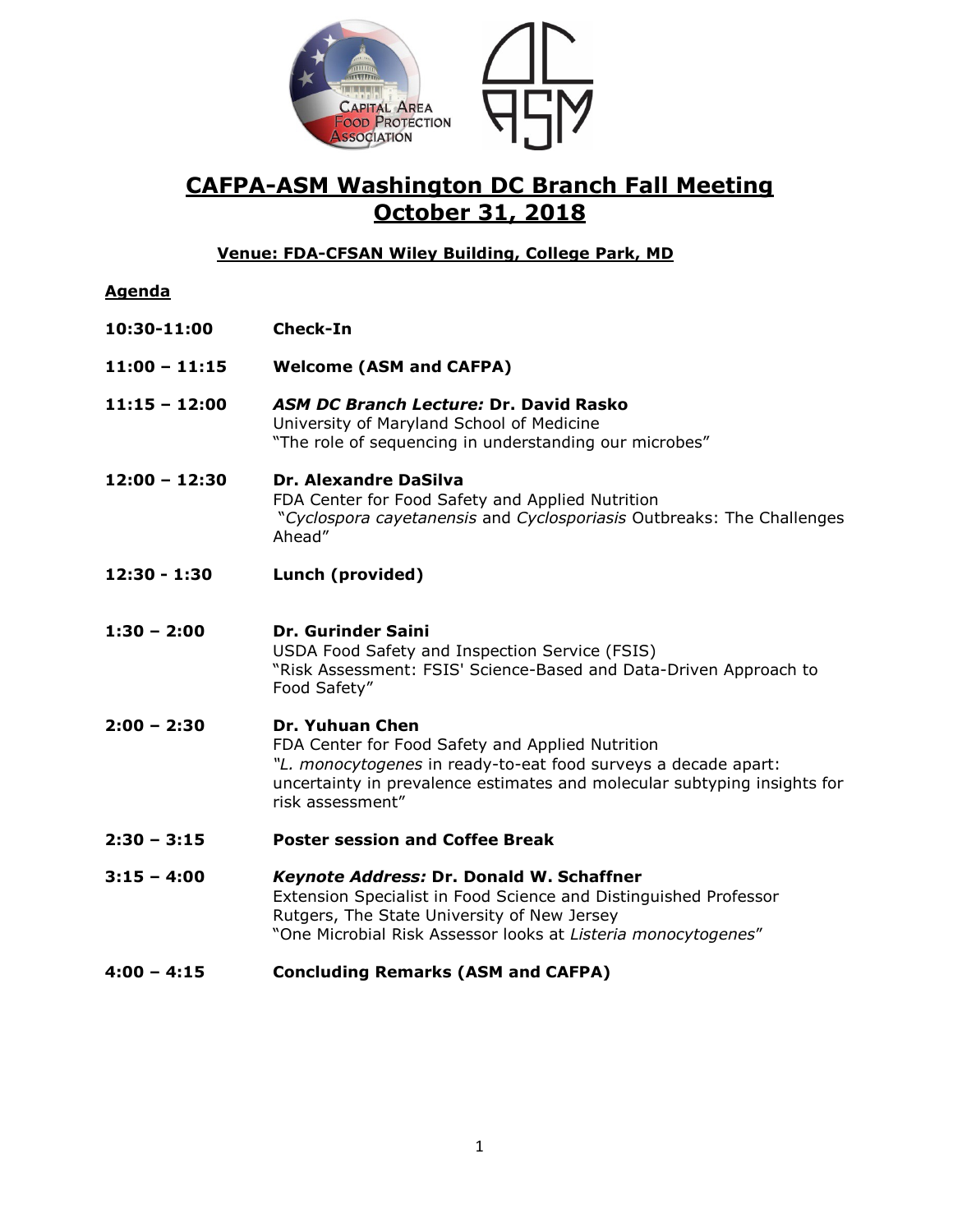# CAFPA-ASM Washington DC Branch Fall Meeting
# October 31, 2018

**Venue: FDA-CFSAN Wiley Building, College Park, MD**

**Agenda**

**10:30-11:00** **Check-In**

**11:00 – 11:15** **Welcome (ASM and CAFPA)**

**11:15 – 12:00** ***ASM DC Branch Lecture:* Dr. David Rasko**
University of Maryland School of Medicine
"The role of sequencing in understanding our microbes"

**12:00 – 12:30** **Dr. Alexandre DaSilva**
FDA Center for Food Safety and Applied Nutrition
"*Cyclospora cayetanensis* and *Cyclosporiasis* Outbreaks: The Challenges Ahead"

**12:30 - 1:30** **Lunch (provided)**

**1:30 – 2:00** **Dr. Gurinder Saini**
USDA Food Safety and Inspection Service (FSIS)
"Risk Assessment: FSIS' Science-Based and Data-Driven Approach to Food Safety"

**2:00 – 2:30** **Dr. Yuhuan Chen**
FDA Center for Food Safety and Applied Nutrition
*"L. monocytogenes* in ready-to-eat food surveys a decade apart: uncertainty in prevalence estimates and molecular subtyping insights for risk assessment"

**2:30 – 3:15** **Poster session and Coffee Break**

**3:15 – 4:00** ***Keynote Address:* Dr. Donald W. Schaffner**
Extension Specialist in Food Science and Distinguished Professor
Rutgers, The State University of New Jersey
"One Microbial Risk Assessor looks at *Listeria monocytogenes*"

**4:00 – 4:15** **Concluding Remarks (ASM and CAFPA)**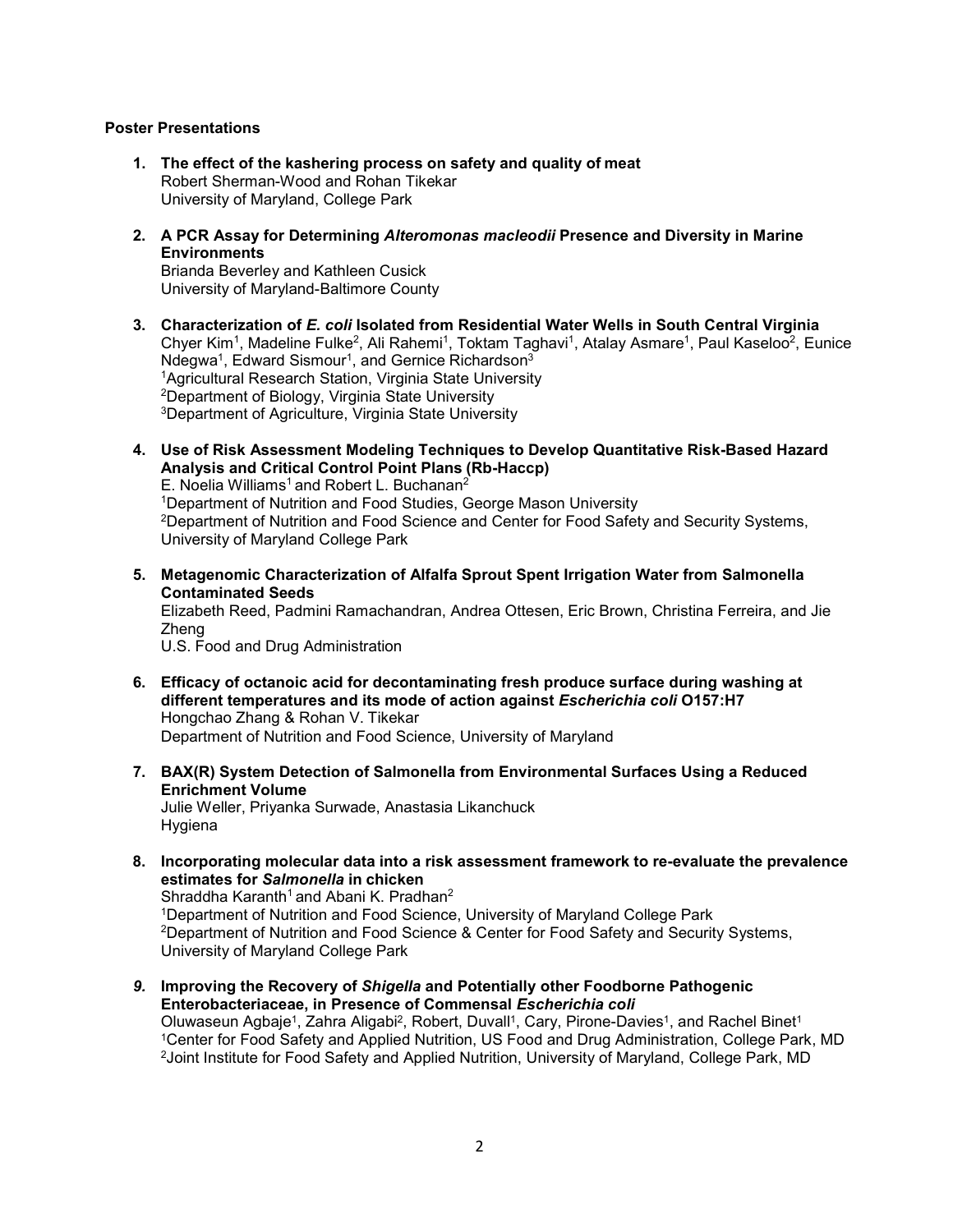**Poster Presentations**

1. **The effect of the kashering process on safety and quality of meat**
   Robert Sherman-Wood and Rohan Tikekar
   University of Maryland, College Park

2. **A PCR Assay for Determining *Alteromonas macleodii* Presence and Diversity in Marine Environments**
   Brianda Beverley and Kathleen Cusick
   University of Maryland-Baltimore County

3. **Characterization of *E. coli* Isolated from Residential Water Wells in South Central Virginia**
   Chyer Kim[1], Madeline Fulke[2], Ali Rahemi[1], Toktam Taghavi[1], Atalay Asmare[1], Paul Kaseloo[2], Eunice Ndegwa[1], Edward Sismour[1], and Gernice Richardson[3]
   [1]Agricultural Research Station, Virginia State University
   [2]Department of Biology, Virginia State University
   [3]Department of Agriculture, Virginia State University

4. **Use of Risk Assessment Modeling Techniques to Develop Quantitative Risk-Based Hazard Analysis and Critical Control Point Plans (Rb-Haccp)**
   E. Noelia Williams[1] and Robert L. Buchanan[2]
   [1]Department of Nutrition and Food Studies, George Mason University
   [2]Department of Nutrition and Food Science and Center for Food Safety and Security Systems, University of Maryland College Park

5. **Metagenomic Characterization of Alfalfa Sprout Spent Irrigation Water from Salmonella Contaminated Seeds**
   Elizabeth Reed, Padmini Ramachandran, Andrea Ottesen, Eric Brown, Christina Ferreira, and Jie Zheng
   U.S. Food and Drug Administration

6. **Efficacy of octanoic acid for decontaminating fresh produce surface during washing at different temperatures and its mode of action against *Escherichia coli* O157:H7**
   Hongchao Zhang & Rohan V. Tikekar
   Department of Nutrition and Food Science, University of Maryland

7. **BAX(R) System Detection of Salmonella from Environmental Surfaces Using a Reduced Enrichment Volume**
   Julie Weller, Priyanka Surwade, Anastasia Likanchuck
   Hygiena

8. **Incorporating molecular data into a risk assessment framework to re-evaluate the prevalence estimates for *Salmonella* in chicken**
   Shraddha Karanth[1] and Abani K. Pradhan[2]
   [1]Department of Nutrition and Food Science, University of Maryland College Park
   [2]Department of Nutrition and Food Science & Center for Food Safety and Security Systems, University of Maryland College Park

9. **Improving the Recovery of *Shigella* and Potentially other Foodborne Pathogenic Enterobacteriaceae, in Presence of Commensal *Escherichia coli***
   Oluwaseun Agbaje[1], Zahra Aligabi[2], Robert, Duvall[1], Cary, Pirone-Davies[1], and Rachel Binet[1]
   [1]Center for Food Safety and Applied Nutrition, US Food and Drug Administration, College Park, MD
   [2]Joint Institute for Food Safety and Applied Nutrition, University of Maryland, College Park, MD